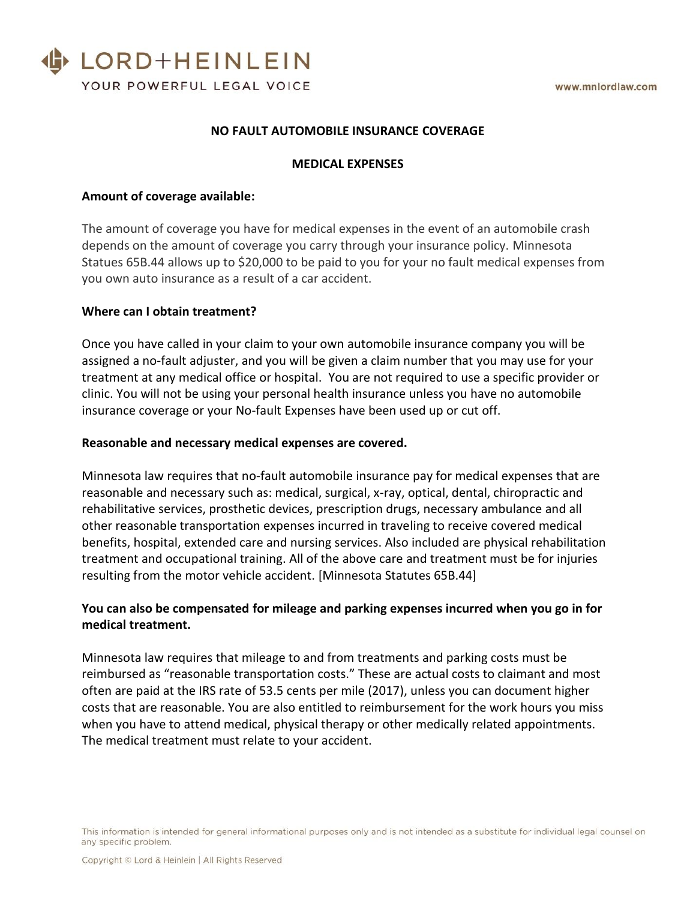LORD+HEINLEIN

YOUR POWERFUL LEGAL VOICE

www.mnlordlaw.com

## NO FAULT AUTOMOBILE INSURANCE COVERAGE

## MEDICAL EXPENSES

**Amount of coverage available:**

The amount of coverage you have for medical expenses in the event of an automobile crash depends on the amount of coverage you carry through your insurance policy. Minnesota Statues 65B.44 allows up to $20,000 to be paid to you for your no fault medical expenses from you own auto insurance as a result of a car accident.

**Where can I obtain treatment?**

Once you have called in your claim to your own automobile insurance company you will be assigned a no-fault adjuster, and you will be given a claim number that you may use for your treatment at any medical office or hospital. You are not required to use a specific provider or clinic. You will not be using your personal health insurance unless you have no automobile insurance coverage or your No-fault Expenses have been used up or cut off.

**Reasonable and necessary medical expenses are covered.**

Minnesota law requires that no-fault automobile insurance pay for medical expenses that are reasonable and necessary such as: medical, surgical, x-ray, optical, dental, chiropractic and rehabilitative services, prosthetic devices, prescription drugs, necessary ambulance and all other reasonable transportation expenses incurred in traveling to receive covered medical benefits, hospital, extended care and nursing services. Also included are physical rehabilitation treatment and occupational training. All of the above care and treatment must be for injuries resulting from the motor vehicle accident. [Minnesota Statutes 65B.44]

**You can also be compensated for mileage and parking expenses incurred when you go in for medical treatment.**

Minnesota law requires that mileage to and from treatments and parking costs must be reimbursed as "reasonable transportation costs." These are actual costs to claimant and most often are paid at the IRS rate of 53.5 cents per mile (2017), unless you can document higher costs that are reasonable. You are also entitled to reimbursement for the work hours you miss when you have to attend medical, physical therapy or other medically related appointments. The medical treatment must relate to your accident.

This information is intended for general informational purposes only and is not intended as a substitute for individual legal counsel on any specific problem.

Copyright © Lord & Heinlein | All Rights Reserved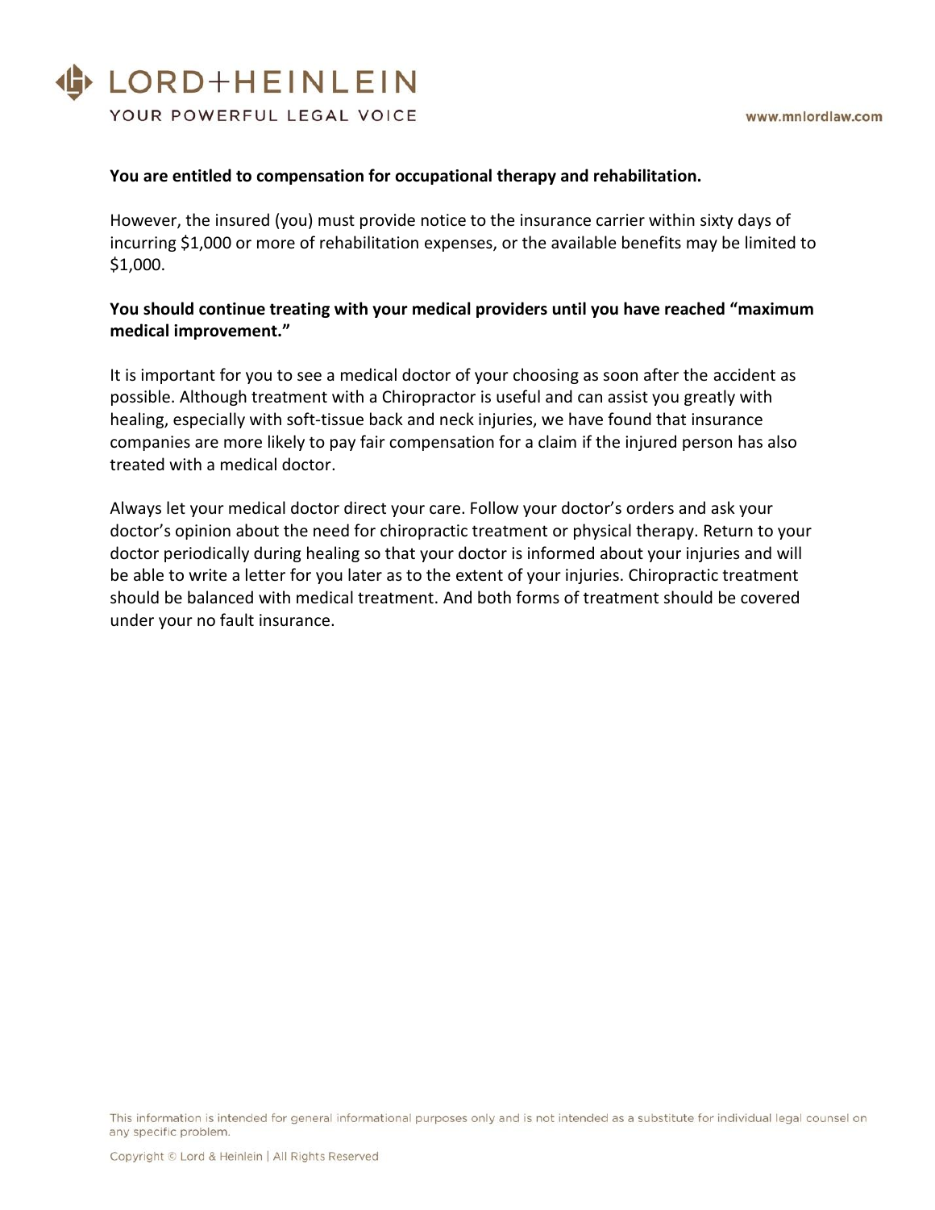**You are entitled to compensation for occupational therapy and rehabilitation.**

However, the insured (you) must provide notice to the insurance carrier within sixty days of incurring $1,000 or more of rehabilitation expenses, or the available benefits may be limited to $1,000.

**You should continue treating with your medical providers until you have reached "maximum medical improvement."**

It is important for you to see a medical doctor of your choosing as soon after the accident as possible. Although treatment with a Chiropractor is useful and can assist you greatly with healing, especially with soft-tissue back and neck injuries, we have found that insurance companies are more likely to pay fair compensation for a claim if the injured person has also treated with a medical doctor.

Always let your medical doctor direct your care. Follow your doctor's orders and ask your doctor's opinion about the need for chiropractic treatment or physical therapy. Return to your doctor periodically during healing so that your doctor is informed about your injuries and will be able to write a letter for you later as to the extent of your injuries. Chiropractic treatment should be balanced with medical treatment. And both forms of treatment should be covered under your no fault insurance.

This information is intended for general informational purposes only and is not intended as a substitute for individual legal counsel on any specific problem.

Copyright © Lord & Heinlein | All Rights Reserved